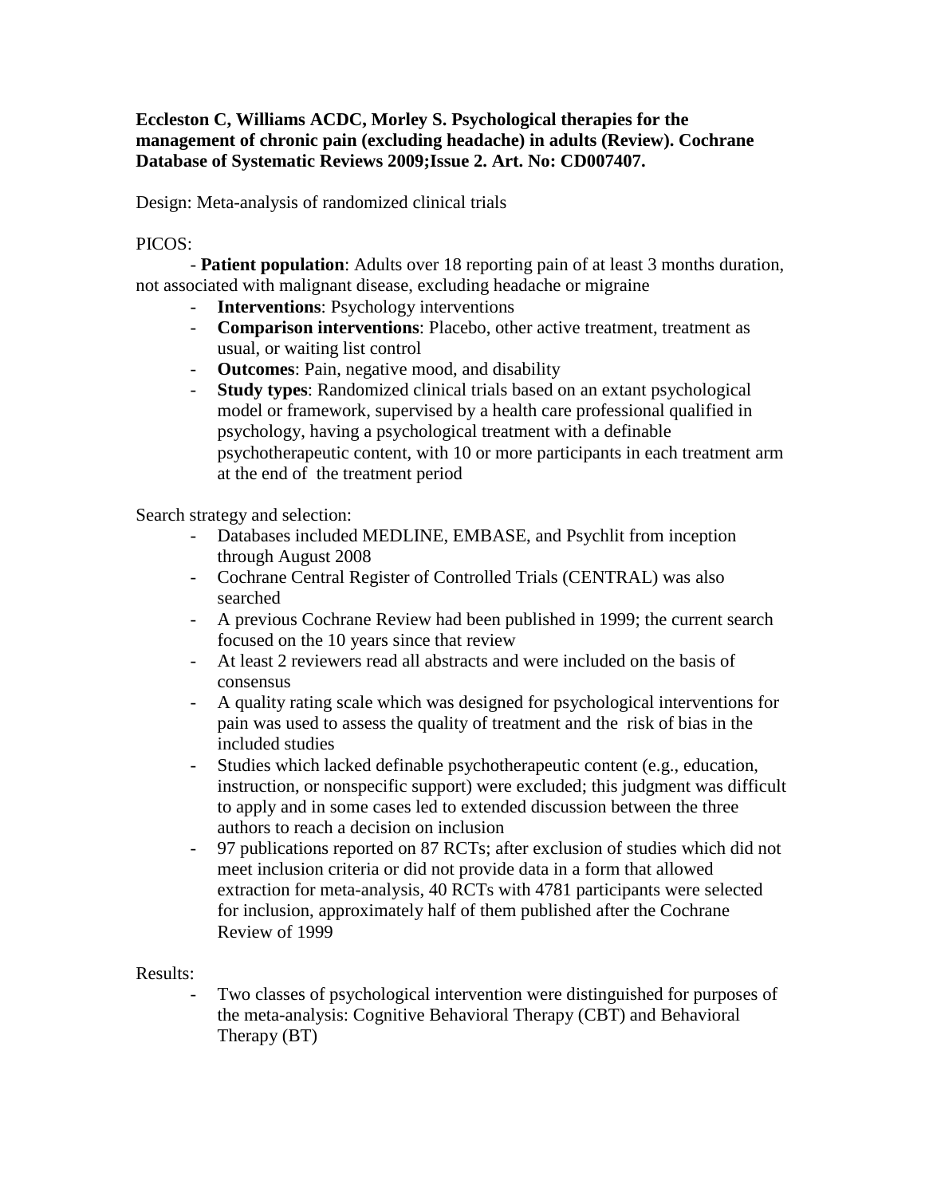**Eccleston C, Williams ACDC, Morley S. Psychological therapies for the management of chronic pain (excluding headache) in adults (Review). Cochrane Database of Systematic Reviews 2009;Issue 2. Art. No: CD007407.**

Design: Meta-analysis of randomized clinical trials

PICOS:

- **Patient population**: Adults over 18 reporting pain of at least 3 months duration, not associated with malignant disease, excluding headache or migraine
- **Interventions**: Psychology interventions
- **Comparison interventions**: Placebo, other active treatment, treatment as usual, or waiting list control
- **Outcomes**: Pain, negative mood, and disability
- **Study types**: Randomized clinical trials based on an extant psychological model or framework, supervised by a health care professional qualified in psychology, having a psychological treatment with a definable psychotherapeutic content, with 10 or more participants in each treatment arm at the end of the treatment period

Search strategy and selection:

- Databases included MEDLINE, EMBASE, and Psychlit from inception through August 2008
- Cochrane Central Register of Controlled Trials (CENTRAL) was also searched
- A previous Cochrane Review had been published in 1999; the current search focused on the 10 years since that review
- At least 2 reviewers read all abstracts and were included on the basis of consensus
- A quality rating scale which was designed for psychological interventions for pain was used to assess the quality of treatment and the risk of bias in the included studies
- Studies which lacked definable psychotherapeutic content (e.g., education, instruction, or nonspecific support) were excluded; this judgment was difficult to apply and in some cases led to extended discussion between the three authors to reach a decision on inclusion
- 97 publications reported on 87 RCTs; after exclusion of studies which did not meet inclusion criteria or did not provide data in a form that allowed extraction for meta-analysis, 40 RCTs with 4781 participants were selected for inclusion, approximately half of them published after the Cochrane Review of 1999

Results:

- Two classes of psychological intervention were distinguished for purposes of the meta-analysis: Cognitive Behavioral Therapy (CBT) and Behavioral Therapy (BT)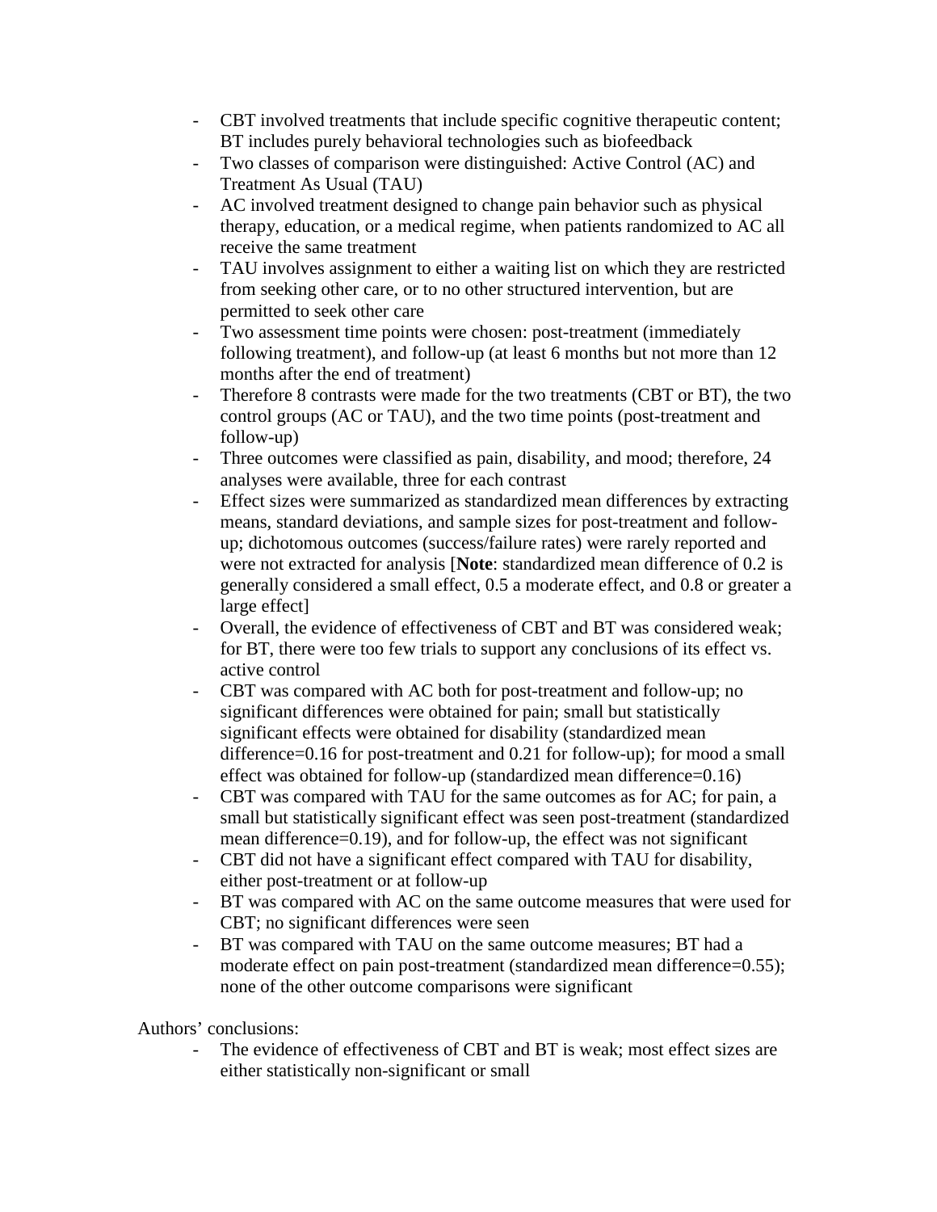- CBT involved treatments that include specific cognitive therapeutic content; BT includes purely behavioral technologies such as biofeedback
- Two classes of comparison were distinguished: Active Control (AC) and Treatment As Usual (TAU)
- AC involved treatment designed to change pain behavior such as physical therapy, education, or a medical regime, when patients randomized to AC all receive the same treatment
- TAU involves assignment to either a waiting list on which they are restricted from seeking other care, or to no other structured intervention, but are permitted to seek other care
- Two assessment time points were chosen: post-treatment (immediately following treatment), and follow-up (at least 6 months but not more than 12 months after the end of treatment)
- Therefore 8 contrasts were made for the two treatments (CBT or BT), the two control groups (AC or TAU), and the two time points (post-treatment and follow-up)
- Three outcomes were classified as pain, disability, and mood; therefore, 24 analyses were available, three for each contrast
- Effect sizes were summarized as standardized mean differences by extracting means, standard deviations, and sample sizes for post-treatment and follow-up; dichotomous outcomes (success/failure rates) were rarely reported and were not extracted for analysis [**Note**: standardized mean difference of 0.2 is generally considered a small effect, 0.5 a moderate effect, and 0.8 or greater a large effect]
- Overall, the evidence of effectiveness of CBT and BT was considered weak; for BT, there were too few trials to support any conclusions of its effect vs. active control
- CBT was compared with AC both for post-treatment and follow-up; no significant differences were obtained for pain; small but statistically significant effects were obtained for disability (standardized mean difference=0.16 for post-treatment and 0.21 for follow-up); for mood a small effect was obtained for follow-up (standardized mean difference=0.16)
- CBT was compared with TAU for the same outcomes as for AC; for pain, a small but statistically significant effect was seen post-treatment (standardized mean difference=0.19), and for follow-up, the effect was not significant
- CBT did not have a significant effect compared with TAU for disability, either post-treatment or at follow-up
- BT was compared with AC on the same outcome measures that were used for CBT; no significant differences were seen
- BT was compared with TAU on the same outcome measures; BT had a moderate effect on pain post-treatment (standardized mean difference=0.55); none of the other outcome comparisons were significant

Authors' conclusions:

- The evidence of effectiveness of CBT and BT is weak; most effect sizes are either statistically non-significant or small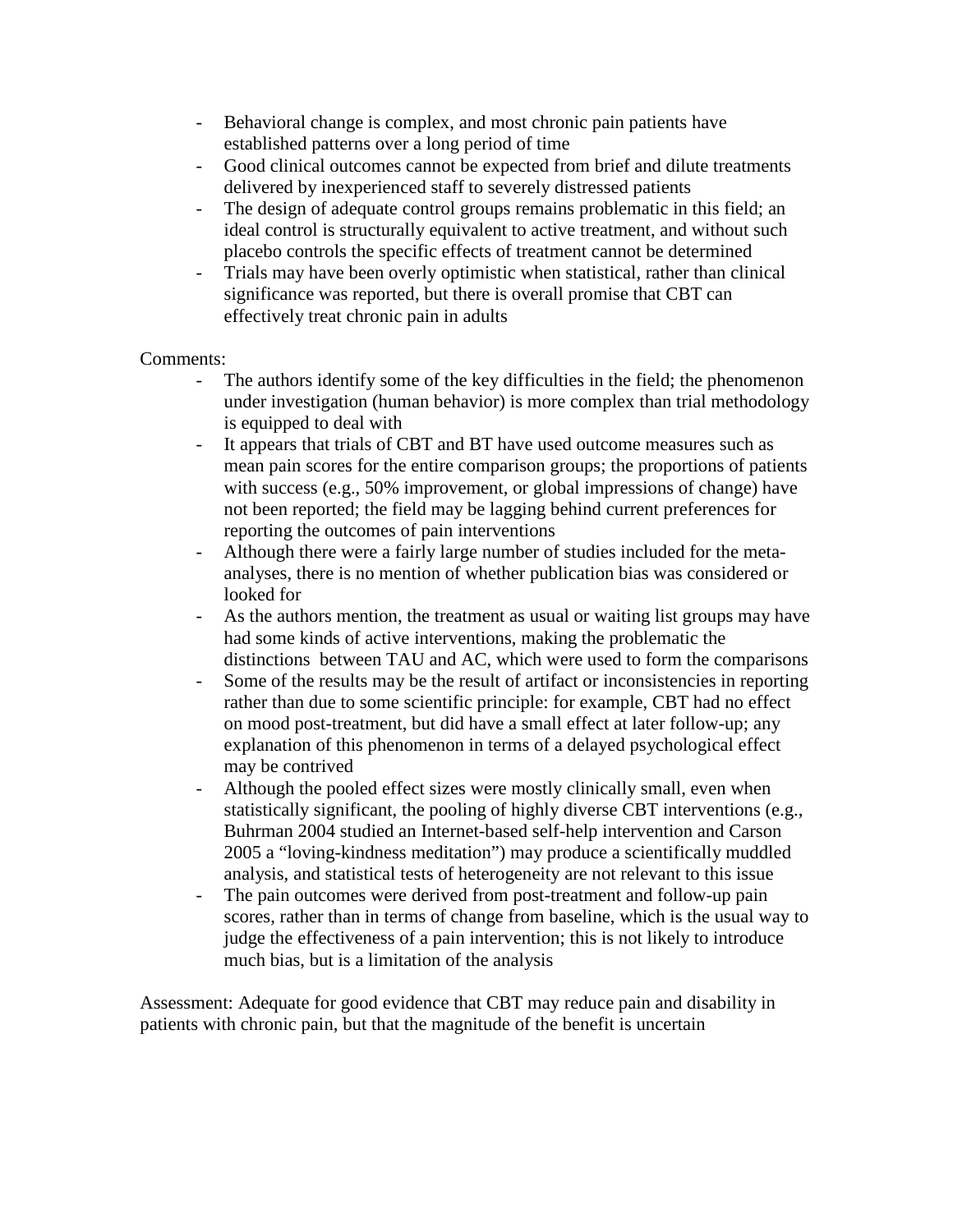- Behavioral change is complex, and most chronic pain patients have established patterns over a long period of time
- Good clinical outcomes cannot be expected from brief and dilute treatments delivered by inexperienced staff to severely distressed patients
- The design of adequate control groups remains problematic in this field; an ideal control is structurally equivalent to active treatment, and without such placebo controls the specific effects of treatment cannot be determined
- Trials may have been overly optimistic when statistical, rather than clinical significance was reported, but there is overall promise that CBT can effectively treat chronic pain in adults

Comments:

- The authors identify some of the key difficulties in the field; the phenomenon under investigation (human behavior) is more complex than trial methodology is equipped to deal with
- It appears that trials of CBT and BT have used outcome measures such as mean pain scores for the entire comparison groups; the proportions of patients with success (e.g., 50% improvement, or global impressions of change) have not been reported; the field may be lagging behind current preferences for reporting the outcomes of pain interventions
- Although there were a fairly large number of studies included for the meta-analyses, there is no mention of whether publication bias was considered or looked for
- As the authors mention, the treatment as usual or waiting list groups may have had some kinds of active interventions, making the problematic the distinctions between TAU and AC, which were used to form the comparisons
- Some of the results may be the result of artifact or inconsistencies in reporting rather than due to some scientific principle: for example, CBT had no effect on mood post-treatment, but did have a small effect at later follow-up; any explanation of this phenomenon in terms of a delayed psychological effect may be contrived
- Although the pooled effect sizes were mostly clinically small, even when statistically significant, the pooling of highly diverse CBT interventions (e.g., Buhrman 2004 studied an Internet-based self-help intervention and Carson 2005 a "loving-kindness meditation") may produce a scientifically muddled analysis, and statistical tests of heterogeneity are not relevant to this issue
- The pain outcomes were derived from post-treatment and follow-up pain scores, rather than in terms of change from baseline, which is the usual way to judge the effectiveness of a pain intervention; this is not likely to introduce much bias, but is a limitation of the analysis

Assessment: Adequate for good evidence that CBT may reduce pain and disability in patients with chronic pain, but that the magnitude of the benefit is uncertain